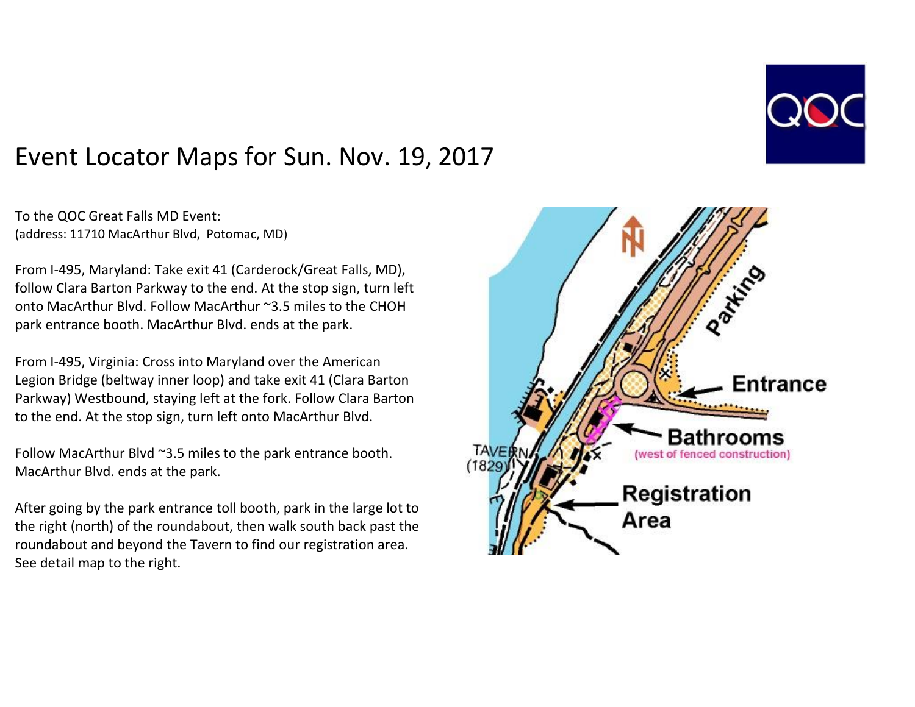# Event Locator Maps for Sun. Nov. 19, 2017

To the QOC Great Falls MD Event:
(address: 11710 MacArthur Blvd, Potomac, MD)

From I-495, Maryland: Take exit 41 (Carderock/Great Falls, MD), follow Clara Barton Parkway to the end. At the stop sign, turn left onto MacArthur Blvd. Follow MacArthur ~3.5 miles to the CHOH park entrance booth. MacArthur Blvd. ends at the park.

From I-495, Virginia: Cross into Maryland over the American Legion Bridge (beltway inner loop) and take exit 41 (Clara Barton Parkway) Westbound, staying left at the fork. Follow Clara Barton to the end. At the stop sign, turn left onto MacArthur Blvd.

Follow MacArthur Blvd ~3.5 miles to the park entrance booth. MacArthur Blvd. ends at the park.

After going by the park entrance toll booth, park in the large lot to the right (north) of the roundabout, then walk south back past the roundabout and beyond the Tavern to find our registration area. See detail map to the right.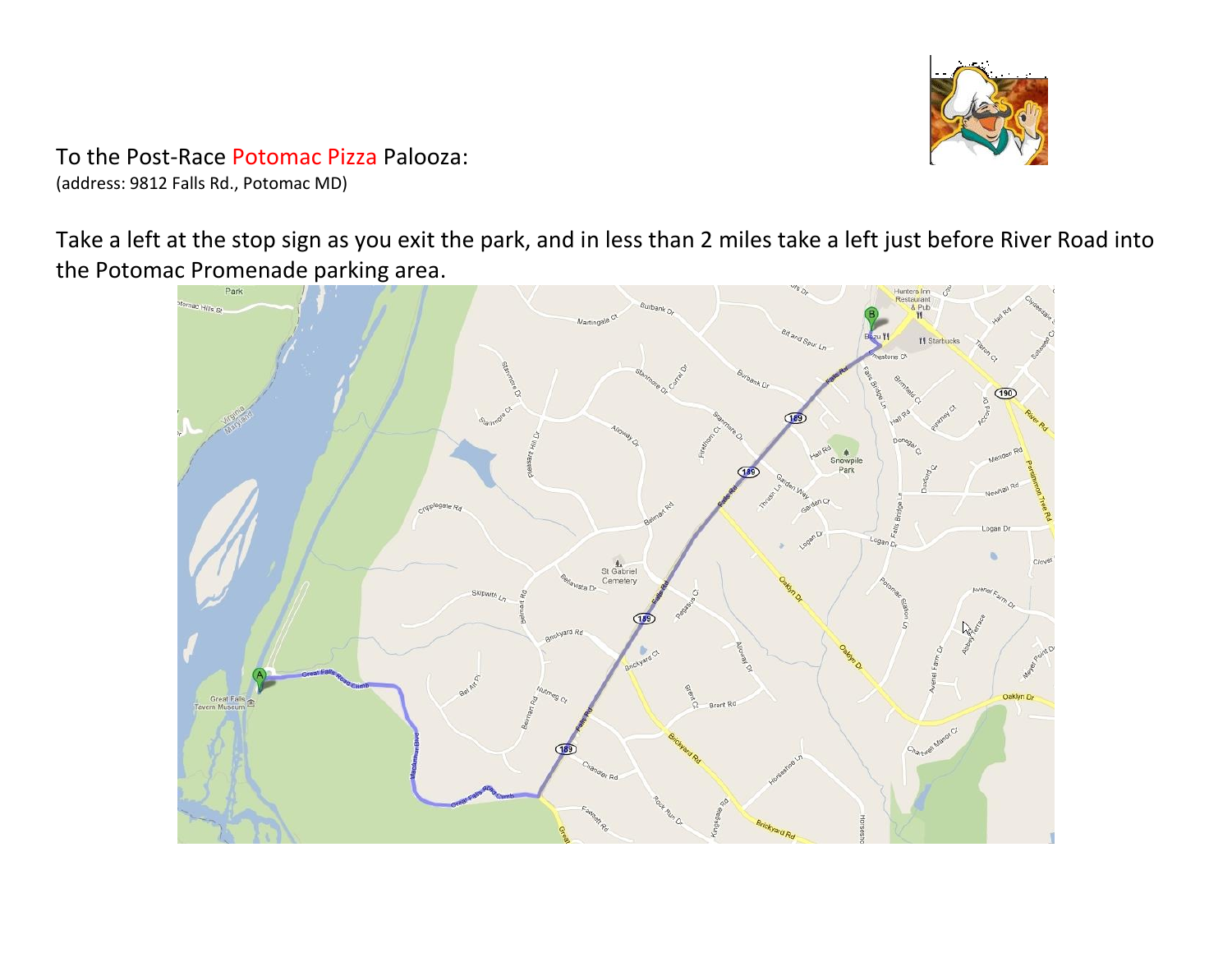To the Post-Race Potomac Pizza Palooza:
(address: 9812 Falls Rd., Potomac MD)

Take a left at the stop sign as you exit the park, and in less than 2 miles take a left just before River Road into the Potomac Promenade parking area.